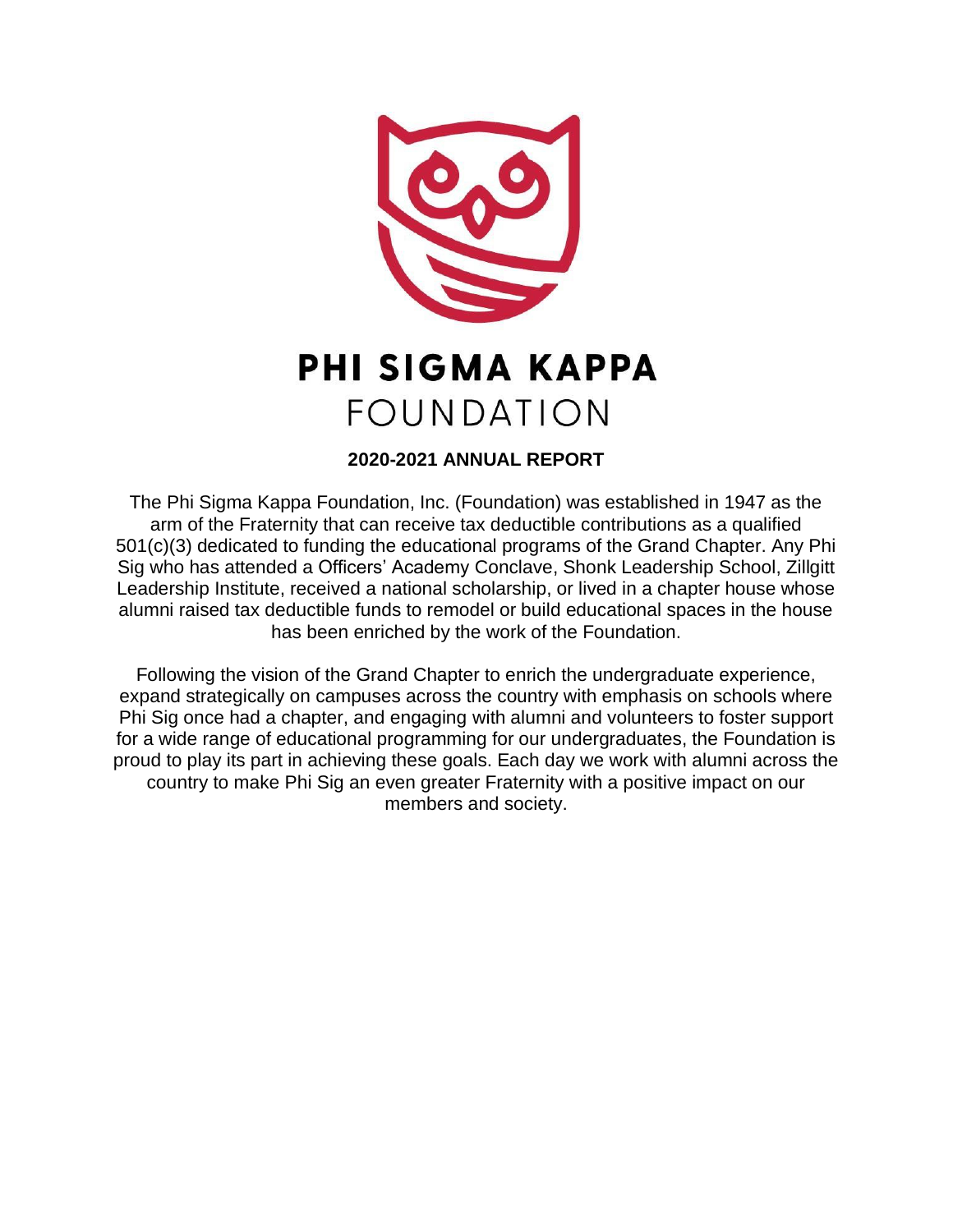# PHI SIGMA KAPPA FOUNDATION

## 2020-2021 ANNUAL REPORT

The Phi Sigma Kappa Foundation, Inc. (Foundation) was established in 1947 as the arm of the Fraternity that can receive tax deductible contributions as a qualified 501(c)(3) dedicated to funding the educational programs of the Grand Chapter. Any Phi Sig who has attended a Officers' Academy Conclave, Shonk Leadership School, Zillgitt Leadership Institute, received a national scholarship, or lived in a chapter house whose alumni raised tax deductible funds to remodel or build educational spaces in the house has been enriched by the work of the Foundation.

Following the vision of the Grand Chapter to enrich the undergraduate experience, expand strategically on campuses across the country with emphasis on schools where Phi Sig once had a chapter, and engaging with alumni and volunteers to foster support for a wide range of educational programming for our undergraduates, the Foundation is proud to play its part in achieving these goals. Each day we work with alumni across the country to make Phi Sig an even greater Fraternity with a positive impact on our members and society.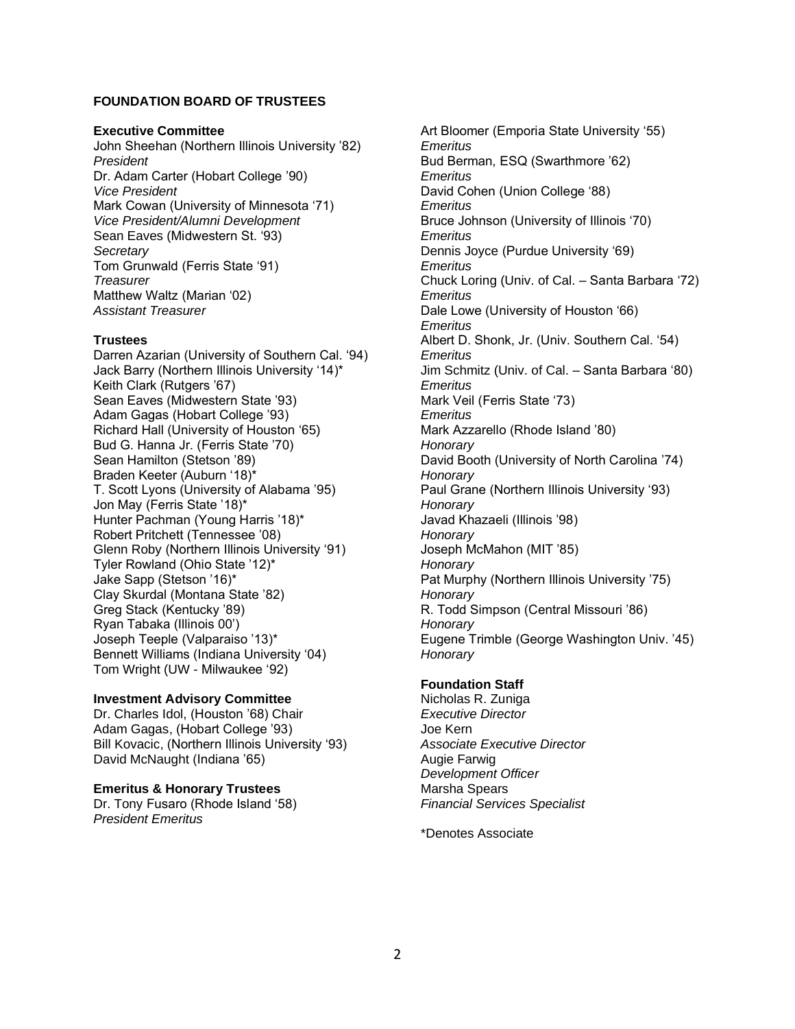# FOUNDATION BOARD OF TRUSTEES

### Executive Committee

John Sheehan (Northern Illinois University ’82)
*President*
Dr. Adam Carter (Hobart College ’90)
*Vice President*
Mark Cowan (University of Minnesota ‘71)
*Vice President/Alumni Development*
Sean Eaves (Midwestern St. ‘93)
*Secretary*
Tom Grunwald (Ferris State ‘91)
*Treasurer*
Matthew Waltz (Marian ‘02)
*Assistant Treasurer*

### Trustees

Darren Azarian (University of Southern Cal. ‘94)
Jack Barry (Northern Illinois University ‘14)*
Keith Clark (Rutgers ’67)
Sean Eaves (Midwestern State ’93)
Adam Gagas (Hobart College ’93)
Richard Hall (University of Houston ‘65)
Bud G. Hanna Jr. (Ferris State ’70)
Sean Hamilton (Stetson ’89)
Braden Keeter (Auburn ‘18)*
T. Scott Lyons (University of Alabama ’95)
Jon May (Ferris State ’18)*
Hunter Pachman (Young Harris ’18)*
Robert Pritchett (Tennessee ’08)
Glenn Roby (Northern Illinois University ‘91)
Tyler Rowland (Ohio State ’12)*
Jake Sapp (Stetson ’16)*
Clay Skurdal (Montana State ’82)
Greg Stack (Kentucky ’89)
Ryan Tabaka (Illinois 00’)
Joseph Teeple (Valparaiso ’13)*
Bennett Williams (Indiana University ‘04)
Tom Wright (UW - Milwaukee ‘92)

### Investment Advisory Committee

Dr. Charles Idol, (Houston ’68) Chair
Adam Gagas, (Hobart College ’93)
Bill Kovacic, (Northern Illinois University ‘93)
David McNaught (Indiana ’65)

### Emeritus & Honorary Trustees

Dr. Tony Fusaro (Rhode Island ‘58)
*President Emeritus*
Art Bloomer (Emporia State University ‘55)
*Emeritus*
Bud Berman, ESQ (Swarthmore ’62)
*Emeritus*
David Cohen (Union College ‘88)
*Emeritus*
Bruce Johnson (University of Illinois ‘70)
*Emeritus*
Dennis Joyce (Purdue University ‘69)
*Emeritus*
Chuck Loring (Univ. of Cal. – Santa Barbara ‘72)
*Emeritus*
Dale Lowe (University of Houston ‘66)
*Emeritus*
Albert D. Shonk, Jr. (Univ. Southern Cal. ‘54)
*Emeritus*
Jim Schmitz (Univ. of Cal. – Santa Barbara ‘80)
*Emeritus*
Mark Veil (Ferris State ‘73)
*Emeritus*
Mark Azzarello (Rhode Island ’80)
*Honorary*
David Booth (University of North Carolina ’74)
*Honorary*
Paul Grane (Northern Illinois University ‘93)
*Honorary*
Javad Khazaeli (Illinois ’98)
*Honorary*
Joseph McMahon (MIT ’85)
*Honorary*
Pat Murphy (Northern Illinois University ’75)
*Honorary*
R. Todd Simpson (Central Missouri ’86)
*Honorary*
Eugene Trimble (George Washington Univ. ’45)
*Honorary*

### Foundation Staff

Nicholas R. Zuniga
*Executive Director*
Joe Kern
*Associate Executive Director*
Augie Farwig
*Development Officer*
Marsha Spears
*Financial Services Specialist*

*Denotes Associate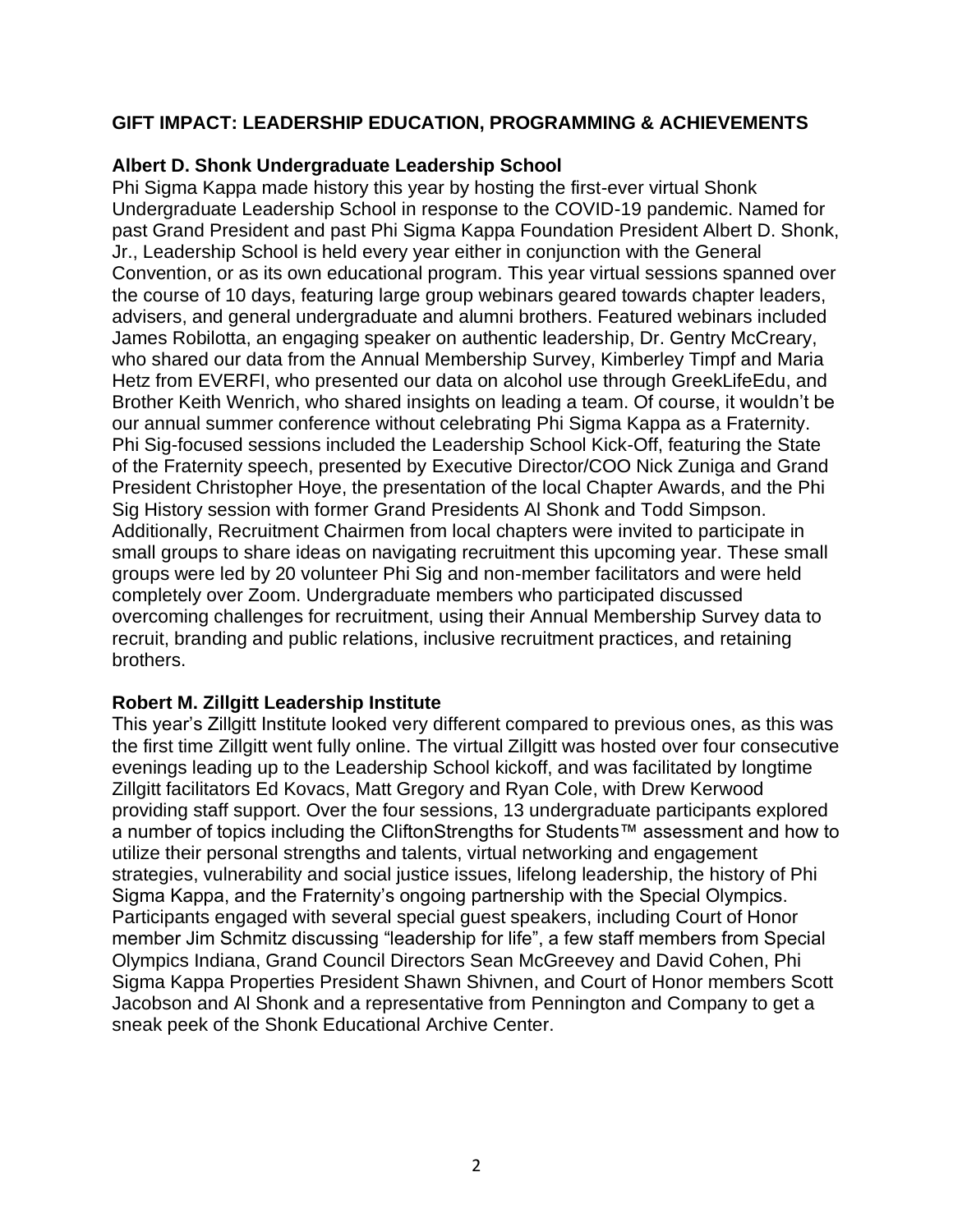## GIFT IMPACT: LEADERSHIP EDUCATION, PROGRAMMING & ACHIEVEMENTS

### Albert D. Shonk Undergraduate Leadership School

Phi Sigma Kappa made history this year by hosting the first-ever virtual Shonk Undergraduate Leadership School in response to the COVID-19 pandemic. Named for past Grand President and past Phi Sigma Kappa Foundation President Albert D. Shonk, Jr., Leadership School is held every year either in conjunction with the General Convention, or as its own educational program. This year virtual sessions spanned over the course of 10 days, featuring large group webinars geared towards chapter leaders, advisers, and general undergraduate and alumni brothers. Featured webinars included James Robilotta, an engaging speaker on authentic leadership, Dr. Gentry McCreary, who shared our data from the Annual Membership Survey, Kimberley Timpf and Maria Hetz from EVERFI, who presented our data on alcohol use through GreekLifeEdu, and Brother Keith Wenrich, who shared insights on leading a team. Of course, it wouldn't be our annual summer conference without celebrating Phi Sigma Kappa as a Fraternity. Phi Sig-focused sessions included the Leadership School Kick-Off, featuring the State of the Fraternity speech, presented by Executive Director/COO Nick Zuniga and Grand President Christopher Hoye, the presentation of the local Chapter Awards, and the Phi Sig History session with former Grand Presidents Al Shonk and Todd Simpson. Additionally, Recruitment Chairmen from local chapters were invited to participate in small groups to share ideas on navigating recruitment this upcoming year. These small groups were led by 20 volunteer Phi Sig and non-member facilitators and were held completely over Zoom. Undergraduate members who participated discussed overcoming challenges for recruitment, using their Annual Membership Survey data to recruit, branding and public relations, inclusive recruitment practices, and retaining brothers.

### Robert M. Zillgitt Leadership Institute

This year's Zillgitt Institute looked very different compared to previous ones, as this was the first time Zillgitt went fully online. The virtual Zillgitt was hosted over four consecutive evenings leading up to the Leadership School kickoff, and was facilitated by longtime Zillgitt facilitators Ed Kovacs, Matt Gregory and Ryan Cole, with Drew Kerwood providing staff support. Over the four sessions, 13 undergraduate participants explored a number of topics including the CliftonStrengths for Students™ assessment and how to utilize their personal strengths and talents, virtual networking and engagement strategies, vulnerability and social justice issues, lifelong leadership, the history of Phi Sigma Kappa, and the Fraternity's ongoing partnership with the Special Olympics. Participants engaged with several special guest speakers, including Court of Honor member Jim Schmitz discussing "leadership for life", a few staff members from Special Olympics Indiana, Grand Council Directors Sean McGreevey and David Cohen, Phi Sigma Kappa Properties President Shawn Shivnen, and Court of Honor members Scott Jacobson and Al Shonk and a representative from Pennington and Company to get a sneak peek of the Shonk Educational Archive Center.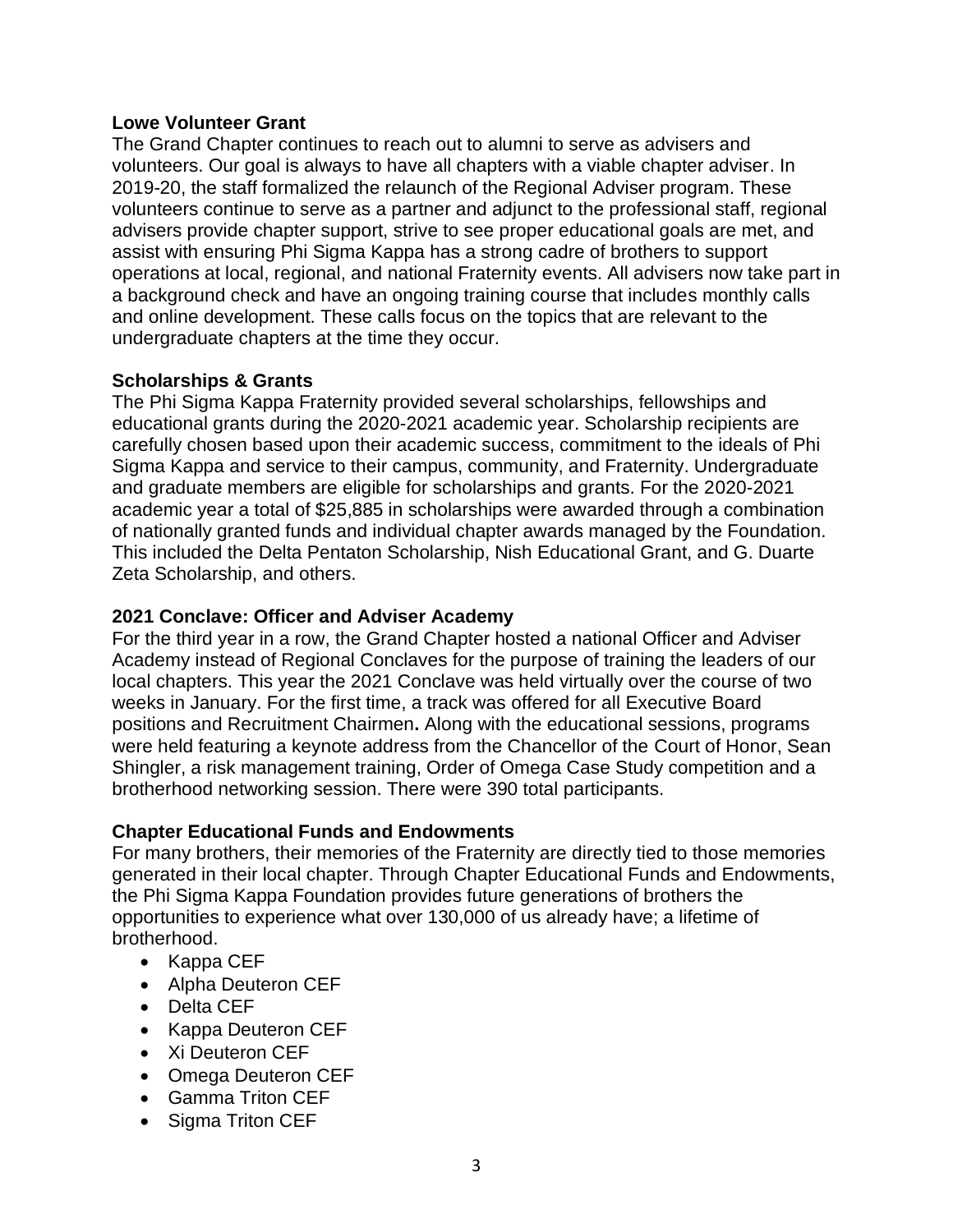**Lowe Volunteer Grant**

The Grand Chapter continues to reach out to alumni to serve as advisers and volunteers. Our goal is always to have all chapters with a viable chapter adviser. In 2019-20, the staff formalized the relaunch of the Regional Adviser program. These volunteers continue to serve as a partner and adjunct to the professional staff, regional advisers provide chapter support, strive to see proper educational goals are met, and assist with ensuring Phi Sigma Kappa has a strong cadre of brothers to support operations at local, regional, and national Fraternity events. All advisers now take part in a background check and have an ongoing training course that includes monthly calls and online development. These calls focus on the topics that are relevant to the undergraduate chapters at the time they occur.

**Scholarships & Grants**

The Phi Sigma Kappa Fraternity provided several scholarships, fellowships and educational grants during the 2020-2021 academic year. Scholarship recipients are carefully chosen based upon their academic success, commitment to the ideals of Phi Sigma Kappa and service to their campus, community, and Fraternity. Undergraduate and graduate members are eligible for scholarships and grants. For the 2020-2021 academic year a total of $25,885 in scholarships were awarded through a combination of nationally granted funds and individual chapter awards managed by the Foundation. This included the Delta Pentaton Scholarship, Nish Educational Grant, and G. Duarte Zeta Scholarship, and others.

**2021 Conclave: Officer and Adviser Academy**

For the third year in a row, the Grand Chapter hosted a national Officer and Adviser Academy instead of Regional Conclaves for the purpose of training the leaders of our local chapters. This year the 2021 Conclave was held virtually over the course of two weeks in January. For the first time, a track was offered for all Executive Board positions and Recruitment Chairmen**.** Along with the educational sessions, programs were held featuring a keynote address from the Chancellor of the Court of Honor, Sean Shingler, a risk management training, Order of Omega Case Study competition and a brotherhood networking session. There were 390 total participants.

**Chapter Educational Funds and Endowments**

For many brothers, their memories of the Fraternity are directly tied to those memories generated in their local chapter. Through Chapter Educational Funds and Endowments, the Phi Sigma Kappa Foundation provides future generations of brothers the opportunities to experience what over 130,000 of us already have; a lifetime of brotherhood.

- Kappa CEF
- Alpha Deuteron CEF
- Delta CEF
- Kappa Deuteron CEF
- Xi Deuteron CEF
- Omega Deuteron CEF
- Gamma Triton CEF
- Sigma Triton CEF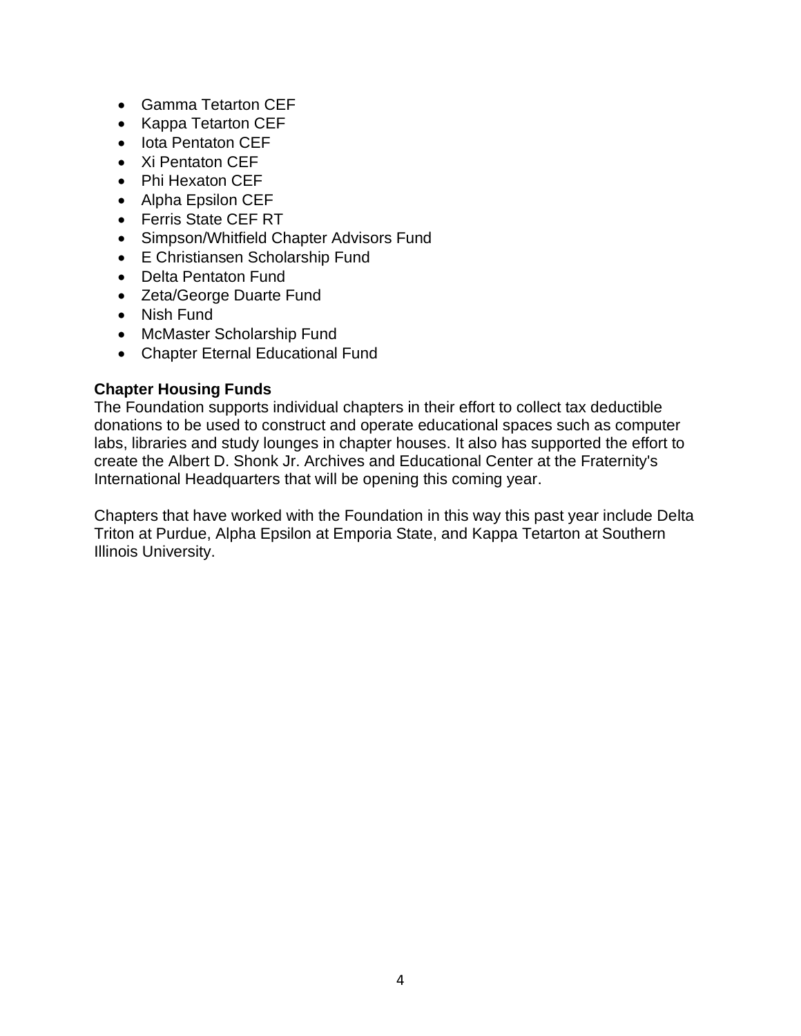- Gamma Tetarton CEF
- Kappa Tetarton CEF
- Iota Pentaton CEF
- Xi Pentaton CEF
- Phi Hexaton CEF
- Alpha Epsilon CEF
- Ferris State CEF RT
- Simpson/Whitfield Chapter Advisors Fund
- E Christiansen Scholarship Fund
- Delta Pentaton Fund
- Zeta/George Duarte Fund
- Nish Fund
- McMaster Scholarship Fund
- Chapter Eternal Educational Fund

**Chapter Housing Funds**

The Foundation supports individual chapters in their effort to collect tax deductible donations to be used to construct and operate educational spaces such as computer labs, libraries and study lounges in chapter houses. It also has supported the effort to create the Albert D. Shonk Jr. Archives and Educational Center at the Fraternity's International Headquarters that will be opening this coming year.

Chapters that have worked with the Foundation in this way this past year include Delta Triton at Purdue, Alpha Epsilon at Emporia State, and Kappa Tetarton at Southern Illinois University.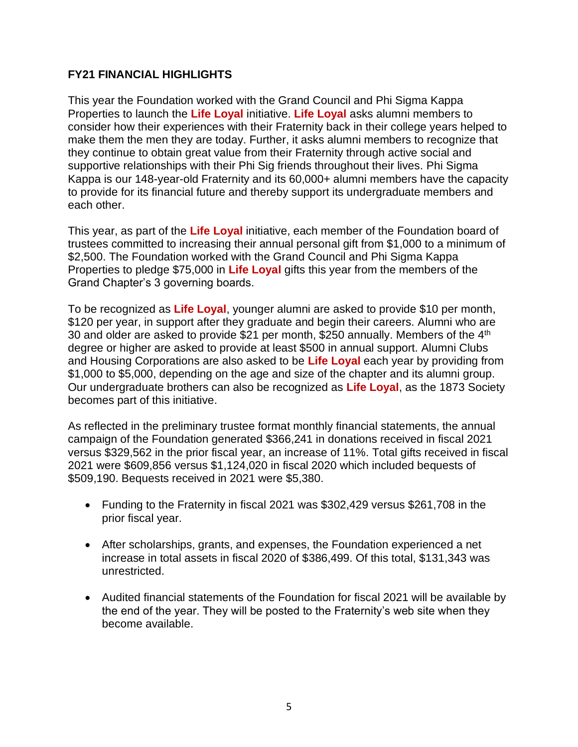## FY21 FINANCIAL HIGHLIGHTS

This year the Foundation worked with the Grand Council and Phi Sigma Kappa Properties to launch the **Life Loyal** initiative. **Life Loyal** asks alumni members to consider how their experiences with their Fraternity back in their college years helped to make them the men they are today. Further, it asks alumni members to recognize that they continue to obtain great value from their Fraternity through active social and supportive relationships with their Phi Sig friends throughout their lives. Phi Sigma Kappa is our 148-year-old Fraternity and its 60,000+ alumni members have the capacity to provide for its financial future and thereby support its undergraduate members and each other.

This year, as part of the **Life Loyal** initiative, each member of the Foundation board of trustees committed to increasing their annual personal gift from $1,000 to a minimum of $2,500. The Foundation worked with the Grand Council and Phi Sigma Kappa Properties to pledge $75,000 in **Life Loyal** gifts this year from the members of the Grand Chapter's 3 governing boards.

To be recognized as **Life Loyal**, younger alumni are asked to provide $10 per month, $120 per year, in support after they graduate and begin their careers. Alumni who are 30 and older are asked to provide $21 per month, $250 annually. Members of the 4th degree or higher are asked to provide at least $500 in annual support. Alumni Clubs and Housing Corporations are also asked to be **Life Loyal** each year by providing from $1,000 to $5,000, depending on the age and size of the chapter and its alumni group. Our undergraduate brothers can also be recognized as **Life Loyal**, as the 1873 Society becomes part of this initiative.

As reflected in the preliminary trustee format monthly financial statements, the annual campaign of the Foundation generated $366,241 in donations received in fiscal 2021 versus $329,562 in the prior fiscal year, an increase of 11%. Total gifts received in fiscal 2021 were $609,856 versus $1,124,020 in fiscal 2020 which included bequests of $509,190. Bequests received in 2021 were $5,380.

- Funding to the Fraternity in fiscal 2021 was $302,429 versus $261,708 in the prior fiscal year.
- After scholarships, grants, and expenses, the Foundation experienced a net increase in total assets in fiscal 2020 of $386,499. Of this total, $131,343 was unrestricted.
- Audited financial statements of the Foundation for fiscal 2021 will be available by the end of the year. They will be posted to the Fraternity's web site when they become available.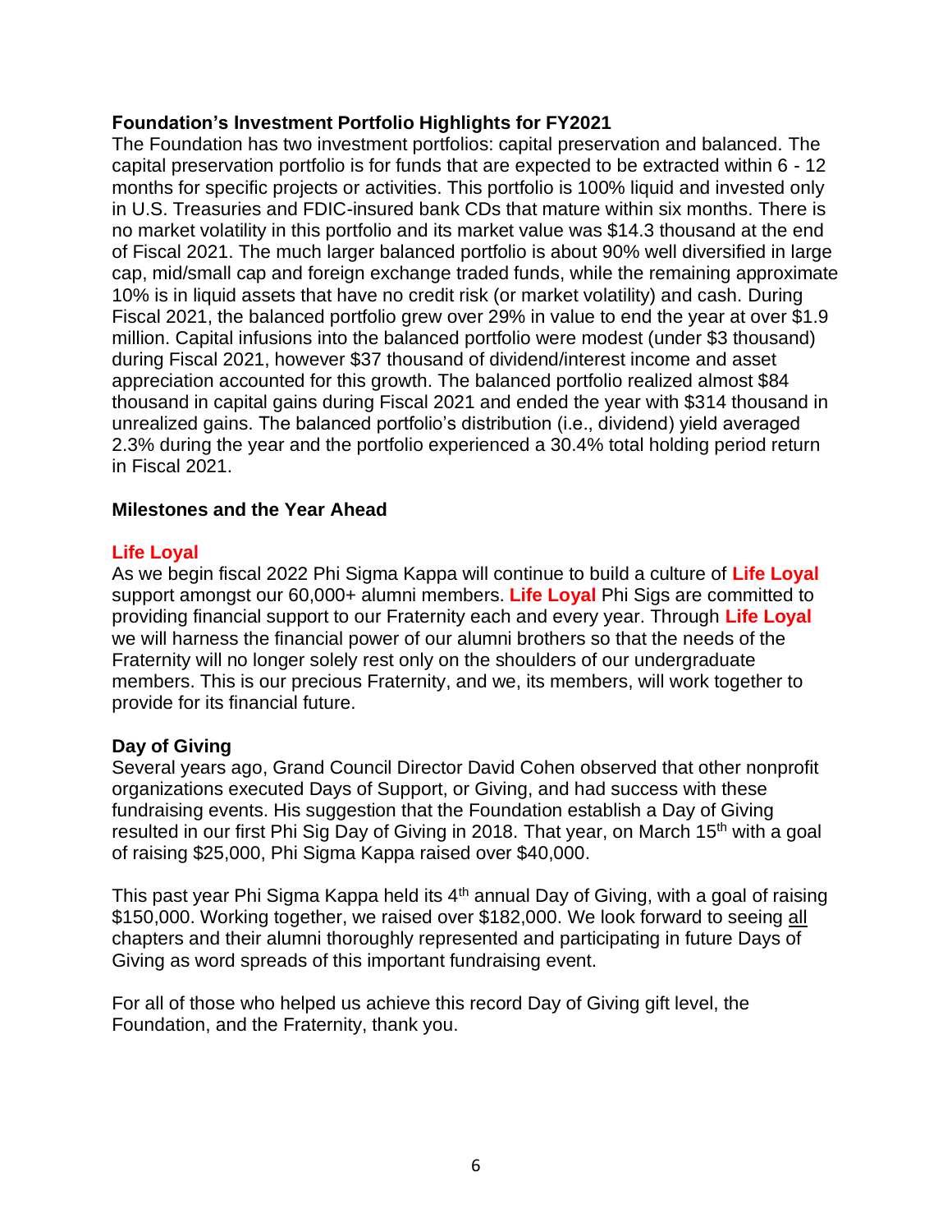## Foundation's Investment Portfolio Highlights for FY2021

The Foundation has two investment portfolios: capital preservation and balanced. The capital preservation portfolio is for funds that are expected to be extracted within 6 - 12 months for specific projects or activities. This portfolio is 100% liquid and invested only in U.S. Treasuries and FDIC-insured bank CDs that mature within six months. There is no market volatility in this portfolio and its market value was $14.3 thousand at the end of Fiscal 2021. The much larger balanced portfolio is about 90% well diversified in large cap, mid/small cap and foreign exchange traded funds, while the remaining approximate 10% is in liquid assets that have no credit risk (or market volatility) and cash. During Fiscal 2021, the balanced portfolio grew over 29% in value to end the year at over $1.9 million. Capital infusions into the balanced portfolio were modest (under $3 thousand) during Fiscal 2021, however $37 thousand of dividend/interest income and asset appreciation accounted for this growth. The balanced portfolio realized almost $84 thousand in capital gains during Fiscal 2021 and ended the year with $314 thousand in unrealized gains. The balanced portfolio's distribution (i.e., dividend) yield averaged 2.3% during the year and the portfolio experienced a 30.4% total holding period return in Fiscal 2021.

## Milestones and the Year Ahead

### Life Loyal

As we begin fiscal 2022 Phi Sigma Kappa will continue to build a culture of **Life Loyal** support amongst our 60,000+ alumni members. **Life Loyal** Phi Sigs are committed to providing financial support to our Fraternity each and every year. Through **Life Loyal** we will harness the financial power of our alumni brothers so that the needs of the Fraternity will no longer solely rest only on the shoulders of our undergraduate members. This is our precious Fraternity, and we, its members, will work together to provide for its financial future.

### Day of Giving

Several years ago, Grand Council Director David Cohen observed that other nonprofit organizations executed Days of Support, or Giving, and had success with these fundraising events. His suggestion that the Foundation establish a Day of Giving resulted in our first Phi Sig Day of Giving in 2018. That year, on March 15th with a goal of raising $25,000, Phi Sigma Kappa raised over $40,000.

This past year Phi Sigma Kappa held its 4th annual Day of Giving, with a goal of raising $150,000. Working together, we raised over $182,000. We look forward to seeing all chapters and their alumni thoroughly represented and participating in future Days of Giving as word spreads of this important fundraising event.

For all of those who helped us achieve this record Day of Giving gift level, the Foundation, and the Fraternity, thank you.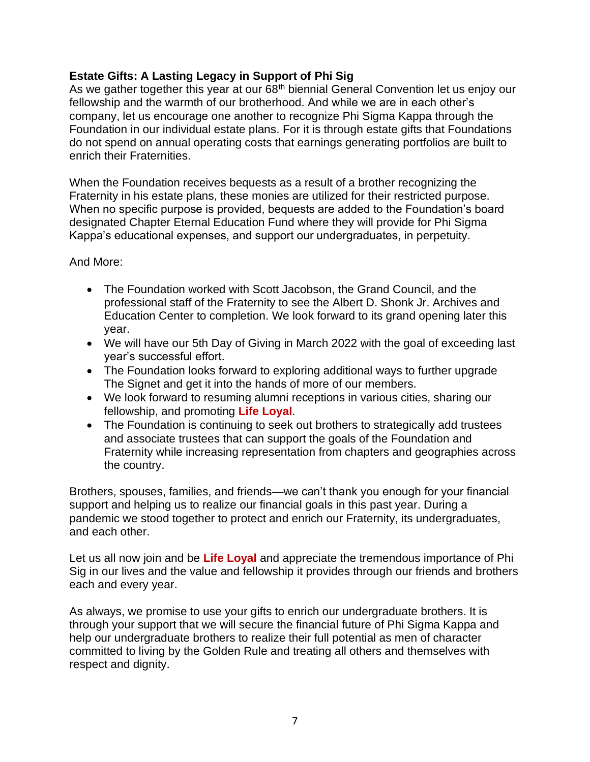**Estate Gifts: A Lasting Legacy in Support of Phi Sig**

As we gather together this year at our 68th biennial General Convention let us enjoy our fellowship and the warmth of our brotherhood. And while we are in each other's company, let us encourage one another to recognize Phi Sigma Kappa through the Foundation in our individual estate plans. For it is through estate gifts that Foundations do not spend on annual operating costs that earnings generating portfolios are built to enrich their Fraternities.

When the Foundation receives bequests as a result of a brother recognizing the Fraternity in his estate plans, these monies are utilized for their restricted purpose. When no specific purpose is provided, bequests are added to the Foundation's board designated Chapter Eternal Education Fund where they will provide for Phi Sigma Kappa's educational expenses, and support our undergraduates, in perpetuity.

And More:

- The Foundation worked with Scott Jacobson, the Grand Council, and the professional staff of the Fraternity to see the Albert D. Shonk Jr. Archives and Education Center to completion. We look forward to its grand opening later this year.
- We will have our 5th Day of Giving in March 2022 with the goal of exceeding last year's successful effort.
- The Foundation looks forward to exploring additional ways to further upgrade The Signet and get it into the hands of more of our members.
- We look forward to resuming alumni receptions in various cities, sharing our fellowship, and promoting **Life Loyal**.
- The Foundation is continuing to seek out brothers to strategically add trustees and associate trustees that can support the goals of the Foundation and Fraternity while increasing representation from chapters and geographies across the country.

Brothers, spouses, families, and friends—we can't thank you enough for your financial support and helping us to realize our financial goals in this past year. During a pandemic we stood together to protect and enrich our Fraternity, its undergraduates, and each other.

Let us all now join and be **Life Loyal** and appreciate the tremendous importance of Phi Sig in our lives and the value and fellowship it provides through our friends and brothers each and every year.

As always, we promise to use your gifts to enrich our undergraduate brothers. It is through your support that we will secure the financial future of Phi Sigma Kappa and help our undergraduate brothers to realize their full potential as men of character committed to living by the Golden Rule and treating all others and themselves with respect and dignity.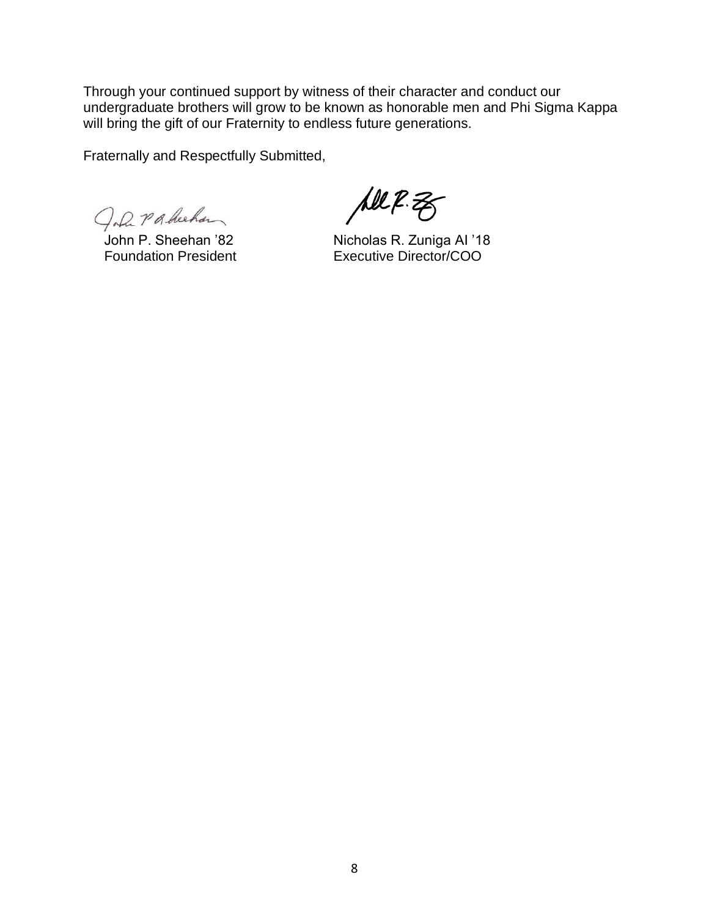Through your continued support by witness of their character and conduct our undergraduate brothers will grow to be known as honorable men and Phi Sigma Kappa will bring the gift of our Fraternity to endless future generations.

Fraternally and Respectfully Submitted,

John P. Sheehan ’82
Foundation President

Nicholas R. Zuniga AI ’18
Executive Director/COO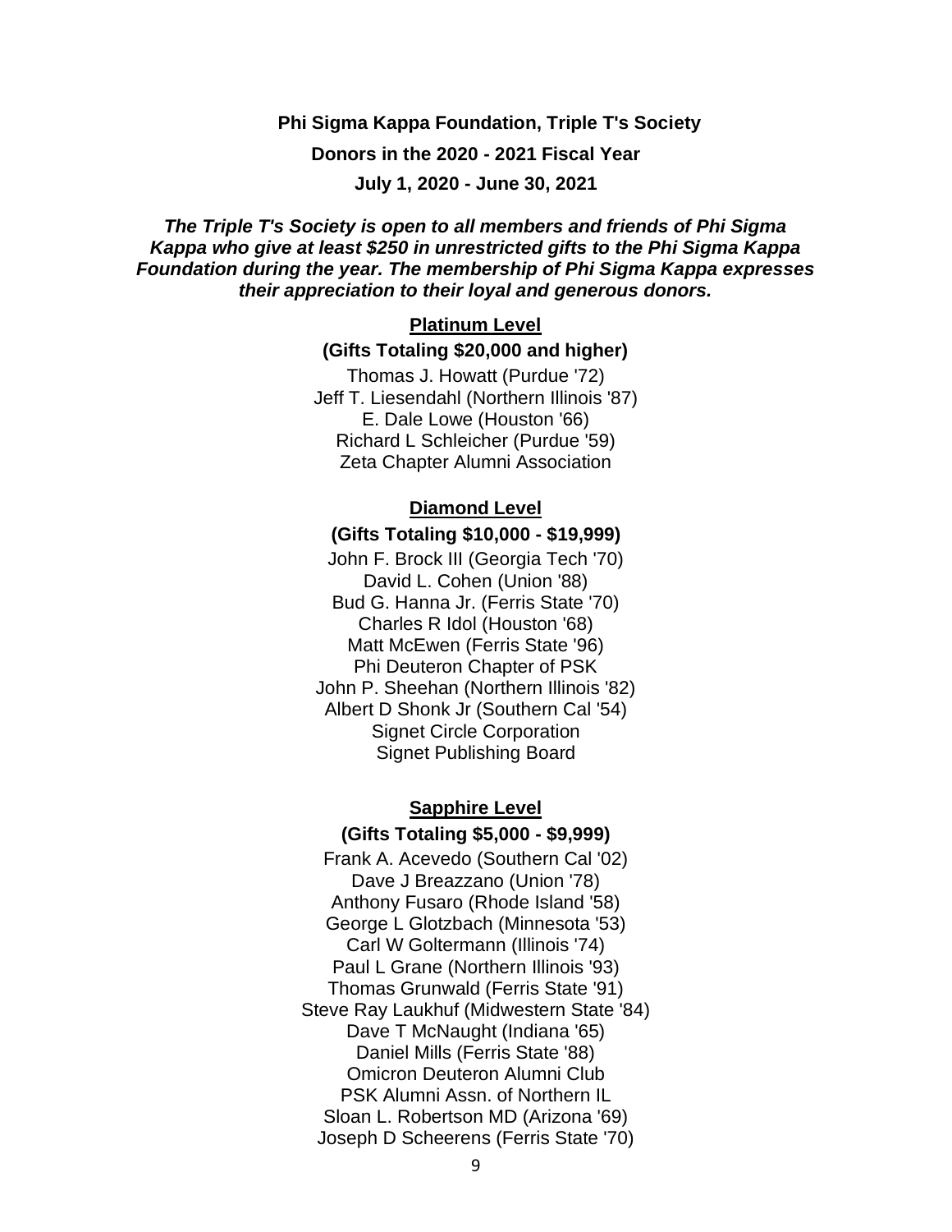**Phi Sigma Kappa Foundation, Triple T's Society**

**Donors in the 2020 - 2021 Fiscal Year**

**July 1, 2020 - June 30, 2021**

***The Triple T's Society is open to all members and friends of Phi Sigma Kappa who give at least $250 in unrestricted gifts to the Phi Sigma Kappa Foundation during the year. The membership of Phi Sigma Kappa expresses their appreciation to their loyal and generous donors.***

## Platinum Level

**(Gifts Totaling $20,000 and higher)**

Thomas J. Howatt (Purdue '72)
Jeff T. Liesendahl (Northern Illinois '87)
E. Dale Lowe (Houston '66)
Richard L Schleicher (Purdue '59)
Zeta Chapter Alumni Association

## Diamond Level

**(Gifts Totaling $10,000 - $19,999)**

John F. Brock III (Georgia Tech '70)
David L. Cohen (Union '88)
Bud G. Hanna Jr. (Ferris State '70)
Charles R Idol (Houston '68)
Matt McEwen (Ferris State '96)
Phi Deuteron Chapter of PSK
John P. Sheehan (Northern Illinois '82)
Albert D Shonk Jr (Southern Cal '54)
Signet Circle Corporation
Signet Publishing Board

## Sapphire Level

**(Gifts Totaling $5,000 - $9,999)**

Frank A. Acevedo (Southern Cal '02)
Dave J Breazzano (Union '78)
Anthony Fusaro (Rhode Island '58)
George L Glotzbach (Minnesota '53)
Carl W Goltermann (Illinois '74)
Paul L Grane (Northern Illinois '93)
Thomas Grunwald (Ferris State '91)
Steve Ray Laukhuf (Midwestern State '84)
Dave T McNaught (Indiana '65)
Daniel Mills (Ferris State '88)
Omicron Deuteron Alumni Club
PSK Alumni Assn. of Northern IL
Sloan L. Robertson MD (Arizona '69)
Joseph D Scheerens (Ferris State '70)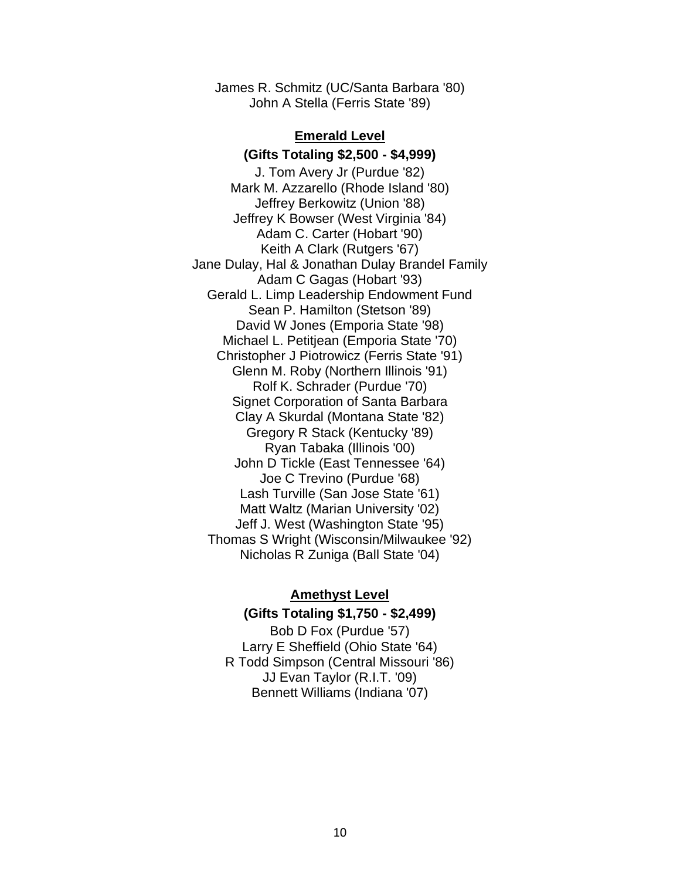James R. Schmitz (UC/Santa Barbara '80)
John A Stella (Ferris State '89)

## Emerald Level

**(Gifts Totaling $2,500 - $4,999)**

J. Tom Avery Jr (Purdue '82)
Mark M. Azzarello (Rhode Island '80)
Jeffrey Berkowitz (Union '88)
Jeffrey K Bowser (West Virginia '84)
Adam C. Carter (Hobart '90)
Keith A Clark (Rutgers '67)
Jane Dulay, Hal & Jonathan Dulay Brandel Family
Adam C Gagas (Hobart '93)
Gerald L. Limp Leadership Endowment Fund
Sean P. Hamilton (Stetson '89)
David W Jones (Emporia State '98)
Michael L. Petitjean (Emporia State '70)
Christopher J Piotrowicz (Ferris State '91)
Glenn M. Roby (Northern Illinois '91)
Rolf K. Schrader (Purdue '70)
Signet Corporation of Santa Barbara
Clay A Skurdal (Montana State '82)
Gregory R Stack (Kentucky '89)
Ryan Tabaka (Illinois '00)
John D Tickle (East Tennessee '64)
Joe C Trevino (Purdue '68)
Lash Turville (San Jose State '61)
Matt Waltz (Marian University '02)
Jeff J. West (Washington State '95)
Thomas S Wright (Wisconsin/Milwaukee '92)
Nicholas R Zuniga (Ball State '04)

## Amethyst Level

**(Gifts Totaling $1,750 - $2,499)**

Bob D Fox (Purdue '57)
Larry E Sheffield (Ohio State '64)
R Todd Simpson (Central Missouri '86)
JJ Evan Taylor (R.I.T. '09)
Bennett Williams (Indiana '07)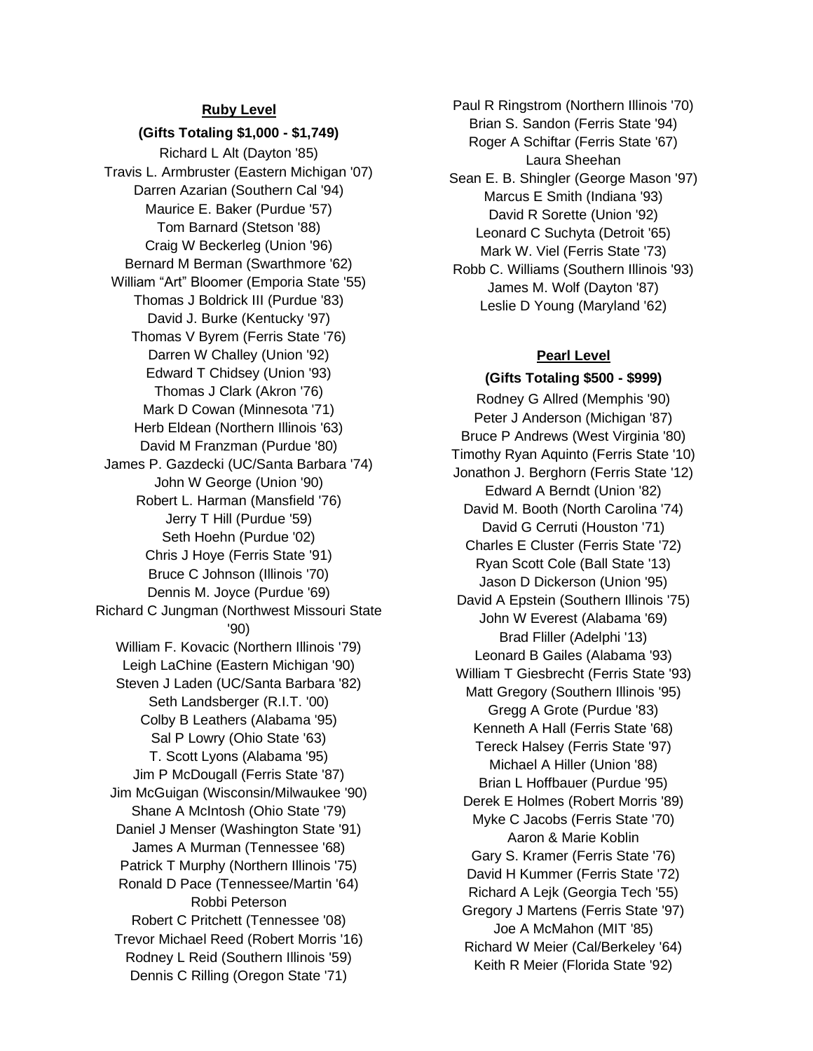**Ruby Level**

**(Gifts Totaling $1,000 - $1,749)**

Richard L Alt (Dayton '85)
Travis L. Armbruster (Eastern Michigan '07)
Darren Azarian (Southern Cal '94)
Maurice E. Baker (Purdue '57)
Tom Barnard (Stetson '88)
Craig W Beckerleg (Union '96)
Bernard M Berman (Swarthmore '62)
William "Art" Bloomer (Emporia State '55)
Thomas J Boldrick III (Purdue '83)
David J. Burke (Kentucky '97)
Thomas V Byrem (Ferris State '76)
Darren W Challey (Union '92)
Edward T Chidsey (Union '93)
Thomas J Clark (Akron '76)
Mark D Cowan (Minnesota '71)
Herb Eldean (Northern Illinois '63)
David M Franzman (Purdue '80)
James P. Gazdecki (UC/Santa Barbara '74)
John W George (Union '90)
Robert L. Harman (Mansfield '76)
Jerry T Hill (Purdue '59)
Seth Hoehn (Purdue '02)
Chris J Hoye (Ferris State '91)
Bruce C Johnson (Illinois '70)
Dennis M. Joyce (Purdue '69)
Richard C Jungman (Northwest Missouri State '90)
William F. Kovacic (Northern Illinois '79)
Leigh LaChine (Eastern Michigan '90)
Steven J Laden (UC/Santa Barbara '82)
Seth Landsberger (R.I.T. '00)
Colby B Leathers (Alabama '95)
Sal P Lowry (Ohio State '63)
T. Scott Lyons (Alabama '95)
Jim P McDougall (Ferris State '87)
Jim McGuigan (Wisconsin/Milwaukee '90)
Shane A McIntosh (Ohio State '79)
Daniel J Menser (Washington State '91)
James A Murman (Tennessee '68)
Patrick T Murphy (Northern Illinois '75)
Ronald D Pace (Tennessee/Martin '64)
Robbi Peterson
Robert C Pritchett (Tennessee '08)
Trevor Michael Reed (Robert Morris '16)
Rodney L Reid (Southern Illinois '59)
Dennis C Rilling (Oregon State '71)
Paul R Ringstrom (Northern Illinois '70)
Brian S. Sandon (Ferris State '94)
Roger A Schiftar (Ferris State '67)
Laura Sheehan
Sean E. B. Shingler (George Mason '97)
Marcus E Smith (Indiana '93)
David R Sorette (Union '92)
Leonard C Suchyta (Detroit '65)
Mark W. Viel (Ferris State '73)
Robb C. Williams (Southern Illinois '93)
James M. Wolf (Dayton '87)
Leslie D Young (Maryland '62)

**Pearl Level**

**(Gifts Totaling $500 - $999)**

Rodney G Allred (Memphis '90)
Peter J Anderson (Michigan '87)
Bruce P Andrews (West Virginia '80)
Timothy Ryan Aquinto (Ferris State '10)
Jonathon J. Berghorn (Ferris State '12)
Edward A Berndt (Union '82)
David M. Booth (North Carolina '74)
David G Cerruti (Houston '71)
Charles E Cluster (Ferris State '72)
Ryan Scott Cole (Ball State '13)
Jason D Dickerson (Union '95)
David A Epstein (Southern Illinois '75)
John W Everest (Alabama '69)
Brad Fliller (Adelphi '13)
Leonard B Gailes (Alabama '93)
William T Giesbrecht (Ferris State '93)
Matt Gregory (Southern Illinois '95)
Gregg A Grote (Purdue '83)
Kenneth A Hall (Ferris State '68)
Tereck Halsey (Ferris State '97)
Michael A Hiller (Union '88)
Brian L Hoffbauer (Purdue '95)
Derek E Holmes (Robert Morris '89)
Myke C Jacobs (Ferris State '70)
Aaron & Marie Koblin
Gary S. Kramer (Ferris State '76)
David H Kummer (Ferris State '72)
Richard A Lejk (Georgia Tech '55)
Gregory J Martens (Ferris State '97)
Joe A McMahon (MIT '85)
Richard W Meier (Cal/Berkeley '64)
Keith R Meier (Florida State '92)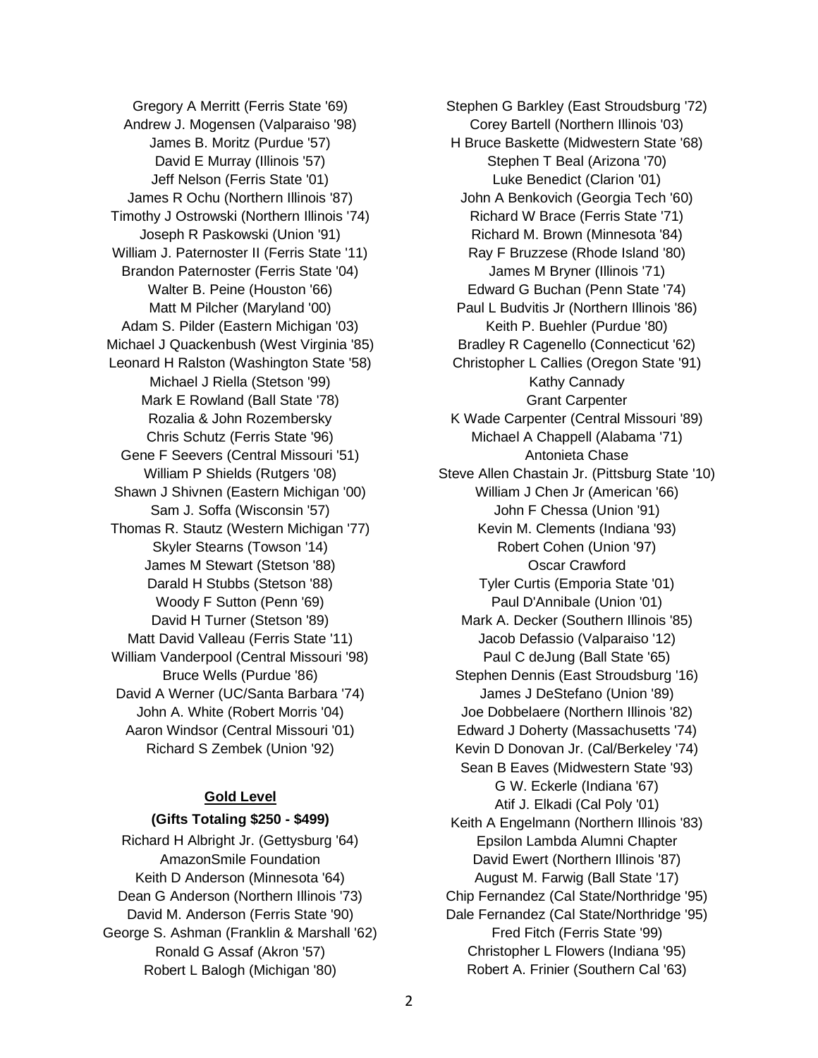Gregory A Merritt (Ferris State '69)
Andrew J. Mogensen (Valparaiso '98)
James B. Moritz (Purdue '57)
David E Murray (Illinois '57)
Jeff Nelson (Ferris State '01)
James R Ochu (Northern Illinois '87)
Timothy J Ostrowski (Northern Illinois '74)
Joseph R Paskowski (Union '91)
William J. Paternoster II (Ferris State '11)
Brandon Paternoster (Ferris State '04)
Walter B. Peine (Houston '66)
Matt M Pilcher (Maryland '00)
Adam S. Pilder (Eastern Michigan '03)
Michael J Quackenbush (West Virginia '85)
Leonard H Ralston (Washington State '58)
Michael J Riella (Stetson '99)
Mark E Rowland (Ball State '78)
Rozalia & John Rozembersky
Chris Schutz (Ferris State '96)
Gene F Seevers (Central Missouri '51)
William P Shields (Rutgers '08)
Shawn J Shivnen (Eastern Michigan '00)
Sam J. Soffa (Wisconsin '57)
Thomas R. Stautz (Western Michigan '77)
Skyler Stearns (Towson '14)
James M Stewart (Stetson '88)
Darald H Stubbs (Stetson '88)
Woody F Sutton (Penn '69)
David H Turner (Stetson '89)
Matt David Valleau (Ferris State '11)
William Vanderpool (Central Missouri '98)
Bruce Wells (Purdue '86)
David A Werner (UC/Santa Barbara '74)
John A. White (Robert Morris '04)
Aaron Windsor (Central Missouri '01)
Richard S Zembek (Union '92)

## Gold Level

**(Gifts Totaling $250 - $499)**

Richard H Albright Jr. (Gettysburg '64)
AmazonSmile Foundation
Keith D Anderson (Minnesota '64)
Dean G Anderson (Northern Illinois '73)
David M. Anderson (Ferris State '90)
George S. Ashman (Franklin & Marshall '62)
Ronald G Assaf (Akron '57)
Robert L Balogh (Michigan '80)
Stephen G Barkley (East Stroudsburg '72)
Corey Bartell (Northern Illinois '03)
H Bruce Baskette (Midwestern State '68)
Stephen T Beal (Arizona '70)
Luke Benedict (Clarion '01)
John A Benkovich (Georgia Tech '60)
Richard W Brace (Ferris State '71)
Richard M. Brown (Minnesota '84)
Ray F Bruzzese (Rhode Island '80)
James M Bryner (Illinois '71)
Edward G Buchan (Penn State '74)
Paul L Budvitis Jr (Northern Illinois '86)
Keith P. Buehler (Purdue '80)
Bradley R Cagenello (Connecticut '62)
Christopher L Callies (Oregon State '91)
Kathy Cannady
Grant Carpenter
K Wade Carpenter (Central Missouri '89)
Michael A Chappell (Alabama '71)
Antonieta Chase
Steve Allen Chastain Jr. (Pittsburg State '10)
William J Chen Jr (American '66)
John F Chessa (Union '91)
Kevin M. Clements (Indiana '93)
Robert Cohen (Union '97)
Oscar Crawford
Tyler Curtis (Emporia State '01)
Paul D'Annibale (Union '01)
Mark A. Decker (Southern Illinois '85)
Jacob Defassio (Valparaiso '12)
Paul C deJung (Ball State '65)
Stephen Dennis (East Stroudsburg '16)
James J DeStefano (Union '89)
Joe Dobbelaere (Northern Illinois '82)
Edward J Doherty (Massachusetts '74)
Kevin D Donovan Jr. (Cal/Berkeley '74)
Sean B Eaves (Midwestern State '93)
G W. Eckerle (Indiana '67)
Atif J. Elkadi (Cal Poly '01)
Keith A Engelmann (Northern Illinois '83)
Epsilon Lambda Alumni Chapter
David Ewert (Northern Illinois '87)
August M. Farwig (Ball State '17)
Chip Fernandez (Cal State/Northridge '95)
Dale Fernandez (Cal State/Northridge '95)
Fred Fitch (Ferris State '99)
Christopher L Flowers (Indiana '95)
Robert A. Frinier (Southern Cal '63)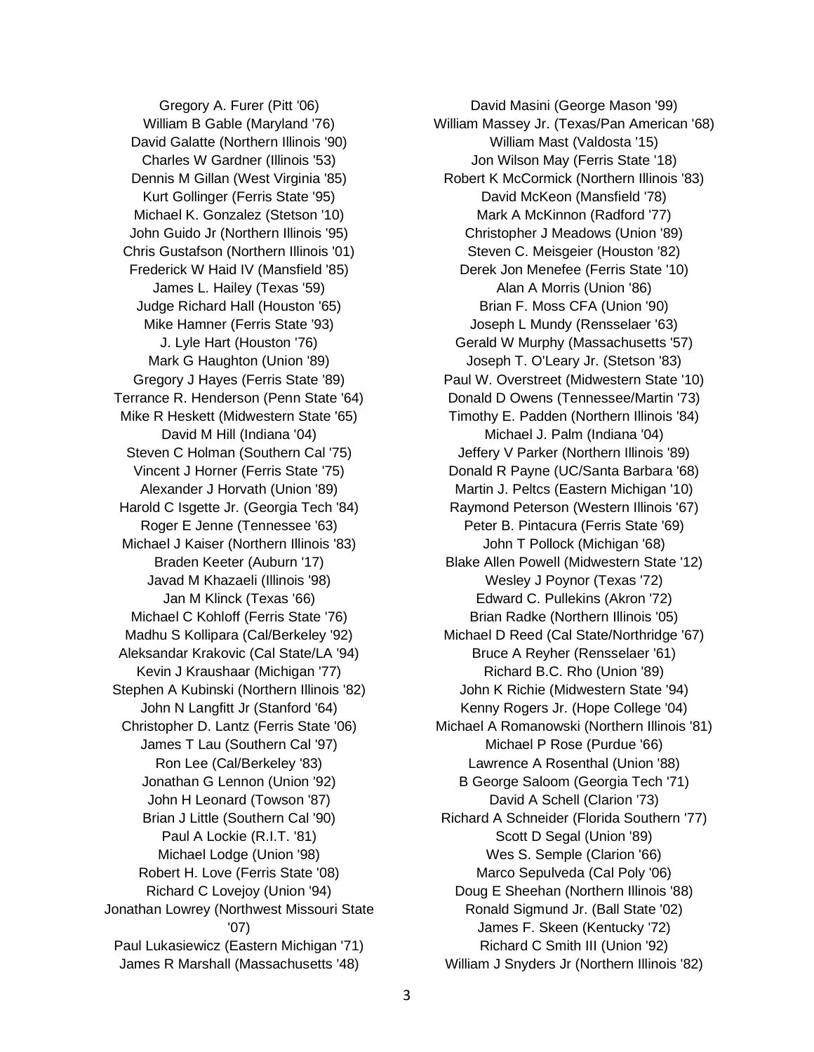Gregory A. Furer (Pitt '06)
William B Gable (Maryland '76)
David Galatte (Northern Illinois '90)
Charles W Gardner (Illinois '53)
Dennis M Gillan (West Virginia '85)
Kurt Gollinger (Ferris State '95)
Michael K. Gonzalez (Stetson '10)
John Guido Jr (Northern Illinois '95)
Chris Gustafson (Northern Illinois '01)
Frederick W Haid IV (Mansfield '85)
James L. Hailey (Texas '59)
Judge Richard Hall (Houston '65)
Mike Hamner (Ferris State '93)
J. Lyle Hart (Houston '76)
Mark G Haughton (Union '89)
Gregory J Hayes (Ferris State '89)
Terrance R. Henderson (Penn State '64)
Mike R Heskett (Midwestern State '65)
David M Hill (Indiana '04)
Steven C Holman (Southern Cal '75)
Vincent J Horner (Ferris State '75)
Alexander J Horvath (Union '89)
Harold C Isgette Jr. (Georgia Tech '84)
Roger E Jenne (Tennessee '63)
Michael J Kaiser (Northern Illinois '83)
Braden Keeter (Auburn '17)
Javad M Khazaeli (Illinois '98)
Jan M Klinck (Texas '66)
Michael C Kohloff (Ferris State '76)
Madhu S Kollipara (Cal/Berkeley '92)
Aleksandar Krakovic (Cal State/LA '94)
Kevin J Kraushaar (Michigan '77)
Stephen A Kubinski (Northern Illinois '82)
John N Langfitt Jr (Stanford '64)
Christopher D. Lantz (Ferris State '06)
James T Lau (Southern Cal '97)
Ron Lee (Cal/Berkeley '83)
Jonathan G Lennon (Union '92)
John H Leonard (Towson '87)
Brian J Little (Southern Cal '90)
Paul A Lockie (R.I.T. '81)
Michael Lodge (Union '98)
Robert H. Love (Ferris State '08)
Richard C Lovejoy (Union '94)
Jonathan Lowrey (Northwest Missouri State '07)
Paul Lukasiewicz (Eastern Michigan '71)
James R Marshall (Massachusetts '48)
David Masini (George Mason '99)
William Massey Jr. (Texas/Pan American '68)
William Mast (Valdosta '15)
Jon Wilson May (Ferris State '18)
Robert K McCormick (Northern Illinois '83)
David McKeon (Mansfield '78)
Mark A McKinnon (Radford '77)
Christopher J Meadows (Union '89)
Steven C. Meisgeier (Houston '82)
Derek Jon Menefee (Ferris State '10)
Alan A Morris (Union '86)
Brian F. Moss CFA (Union '90)
Joseph L Mundy (Rensselaer '63)
Gerald W Murphy (Massachusetts '57)
Joseph T. O'Leary Jr. (Stetson '83)
Paul W. Overstreet (Midwestern State '10)
Donald D Owens (Tennessee/Martin '73)
Timothy E. Padden (Northern Illinois '84)
Michael J. Palm (Indiana '04)
Jeffery V Parker (Northern Illinois '89)
Donald R Payne (UC/Santa Barbara '68)
Martin J. Peltcs (Eastern Michigan '10)
Raymond Peterson (Western Illinois '67)
Peter B. Pintacura (Ferris State '69)
John T Pollock (Michigan '68)
Blake Allen Powell (Midwestern State '12)
Wesley J Poynor (Texas '72)
Edward C. Pullekins (Akron '72)
Brian Radke (Northern Illinois '05)
Michael D Reed (Cal State/Northridge '67)
Bruce A Reyher (Rensselaer '61)
Richard B.C. Rho (Union '89)
John K Richie (Midwestern State '94)
Kenny Rogers Jr. (Hope College '04)
Michael A Romanowski (Northern Illinois '81)
Michael P Rose (Purdue '66)
Lawrence A Rosenthal (Union '88)
B George Saloom (Georgia Tech '71)
David A Schell (Clarion '73)
Richard A Schneider (Florida Southern '77)
Scott D Segal (Union '89)
Wes S. Semple (Clarion '66)
Marco Sepulveda (Cal Poly '06)
Doug E Sheehan (Northern Illinois '88)
Ronald Sigmund Jr. (Ball State '02)
James F. Skeen (Kentucky '72)
Richard C Smith III (Union '92)
William J Snyders Jr (Northern Illinois '82)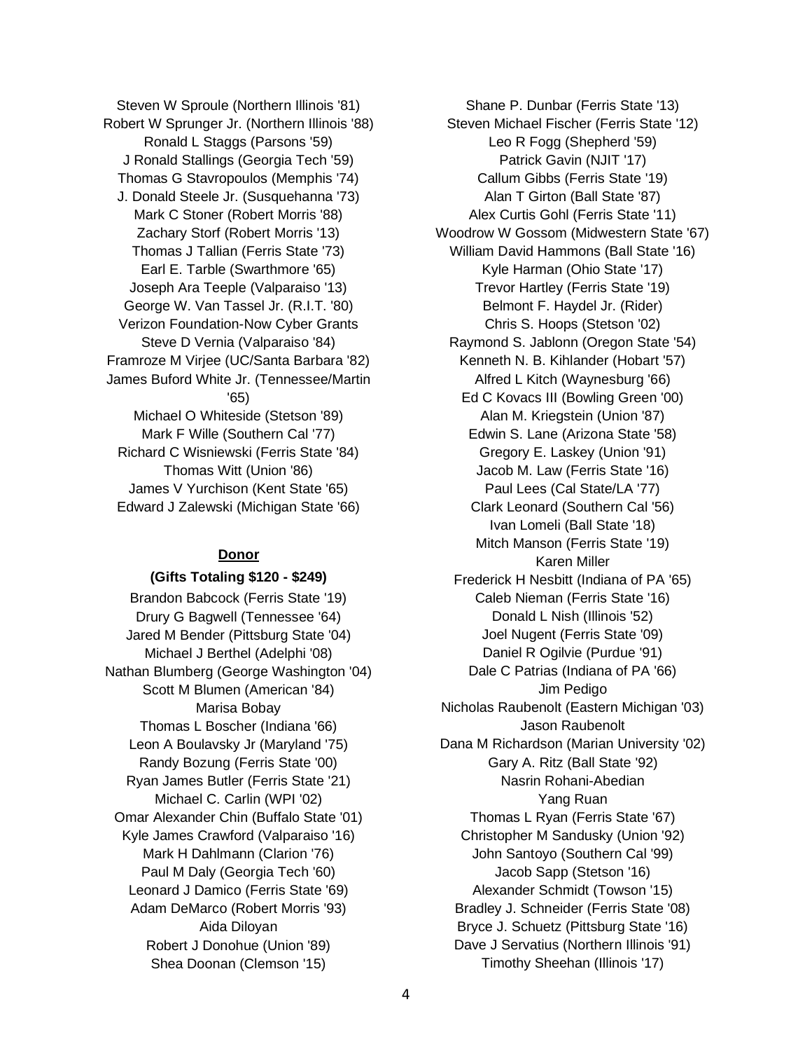Steven W Sproule (Northern Illinois '81)
Robert W Sprunger Jr. (Northern Illinois '88)
Ronald L Staggs (Parsons '59)
J Ronald Stallings (Georgia Tech '59)
Thomas G Stavropoulos (Memphis '74)
J. Donald Steele Jr. (Susquehanna '73)
Mark C Stoner (Robert Morris '88)
Zachary Storf (Robert Morris '13)
Thomas J Tallian (Ferris State '73)
Earl E. Tarble (Swarthmore '65)
Joseph Ara Teeple (Valparaiso '13)
George W. Van Tassel Jr. (R.I.T. '80)
Verizon Foundation-Now Cyber Grants
Steve D Vernia (Valparaiso '84)
Framroze M Virjee (UC/Santa Barbara '82)
James Buford White Jr. (Tennessee/Martin '65)
Michael O Whiteside (Stetson '89)
Mark F Wille (Southern Cal '77)
Richard C Wisniewski (Ferris State '84)
Thomas Witt (Union '86)
James V Yurchison (Kent State '65)
Edward J Zalewski (Michigan State '66)

## Donor

**(Gifts Totaling $120 - $249)**

Brandon Babcock (Ferris State '19)
Drury G Bagwell (Tennessee '64)
Jared M Bender (Pittsburg State '04)
Michael J Berthel (Adelphi '08)
Nathan Blumberg (George Washington '04)
Scott M Blumen (American '84)
Marisa Bobay
Thomas L Boscher (Indiana '66)
Leon A Boulavsky Jr (Maryland '75)
Randy Bozung (Ferris State '00)
Ryan James Butler (Ferris State '21)
Michael C. Carlin (WPI '02)
Omar Alexander Chin (Buffalo State '01)
Kyle James Crawford (Valparaiso '16)
Mark H Dahlmann (Clarion '76)
Paul M Daly (Georgia Tech '60)
Leonard J Damico (Ferris State '69)
Adam DeMarco (Robert Morris '93)
Aida Diloyan
Robert J Donohue (Union '89)
Shea Doonan (Clemson '15)
Shane P. Dunbar (Ferris State '13)
Steven Michael Fischer (Ferris State '12)
Leo R Fogg (Shepherd '59)
Patrick Gavin (NJIT '17)
Callum Gibbs (Ferris State '19)
Alan T Girton (Ball State '87)
Alex Curtis Gohl (Ferris State '11)
Woodrow W Gossom (Midwestern State '67)
William David Hammons (Ball State '16)
Kyle Harman (Ohio State '17)
Trevor Hartley (Ferris State '19)
Belmont F. Haydel Jr. (Rider)
Chris S. Hoops (Stetson '02)
Raymond S. Jablonn (Oregon State '54)
Kenneth N. B. Kihlander (Hobart '57)
Alfred L Kitch (Waynesburg '66)
Ed C Kovacs III (Bowling Green '00)
Alan M. Kriegstein (Union '87)
Edwin S. Lane (Arizona State '58)
Gregory E. Laskey (Union '91)
Jacob M. Law (Ferris State '16)
Paul Lees (Cal State/LA '77)
Clark Leonard (Southern Cal '56)
Ivan Lomeli (Ball State '18)
Mitch Manson (Ferris State '19)
Karen Miller
Frederick H Nesbitt (Indiana of PA '65)
Caleb Nieman (Ferris State '16)
Donald L Nish (Illinois '52)
Joel Nugent (Ferris State '09)
Daniel R Ogilvie (Purdue '91)
Dale C Patrias (Indiana of PA '66)
Jim Pedigo
Nicholas Raubenolt (Eastern Michigan '03)
Jason Raubenolt
Dana M Richardson (Marian University '02)
Gary A. Ritz (Ball State '92)
Nasrin Rohani-Abedian
Yang Ruan
Thomas L Ryan (Ferris State '67)
Christopher M Sandusky (Union '92)
John Santoyo (Southern Cal '99)
Jacob Sapp (Stetson '16)
Alexander Schmidt (Towson '15)
Bradley J. Schneider (Ferris State '08)
Bryce J. Schuetz (Pittsburg State '16)
Dave J Servatius (Northern Illinois '91)
Timothy Sheehan (Illinois '17)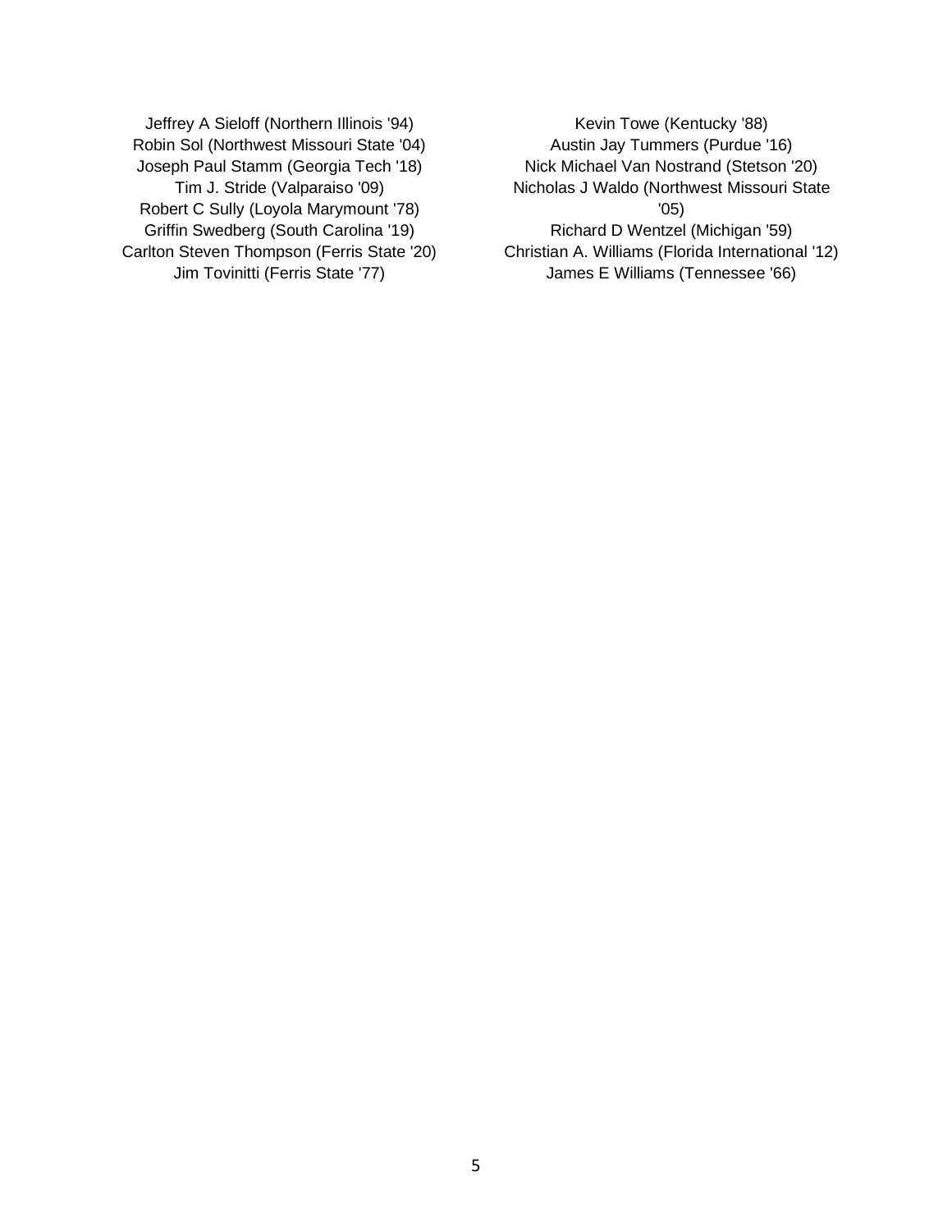Jeffrey A Sieloff (Northern Illinois '94)
Robin Sol (Northwest Missouri State '04)
Joseph Paul Stamm (Georgia Tech '18)
Tim J. Stride (Valparaiso '09)
Robert C Sully (Loyola Marymount '78)
Griffin Swedberg (South Carolina '19)
Carlton Steven Thompson (Ferris State '20)
Jim Tovinitti (Ferris State '77)

Kevin Towe (Kentucky '88)
Austin Jay Tummers (Purdue '16)
Nick Michael Van Nostrand (Stetson '20)
Nicholas J Waldo (Northwest Missouri State '05)
Richard D Wentzel (Michigan '59)
Christian A. Williams (Florida International '12)
James E Williams (Tennessee '66)